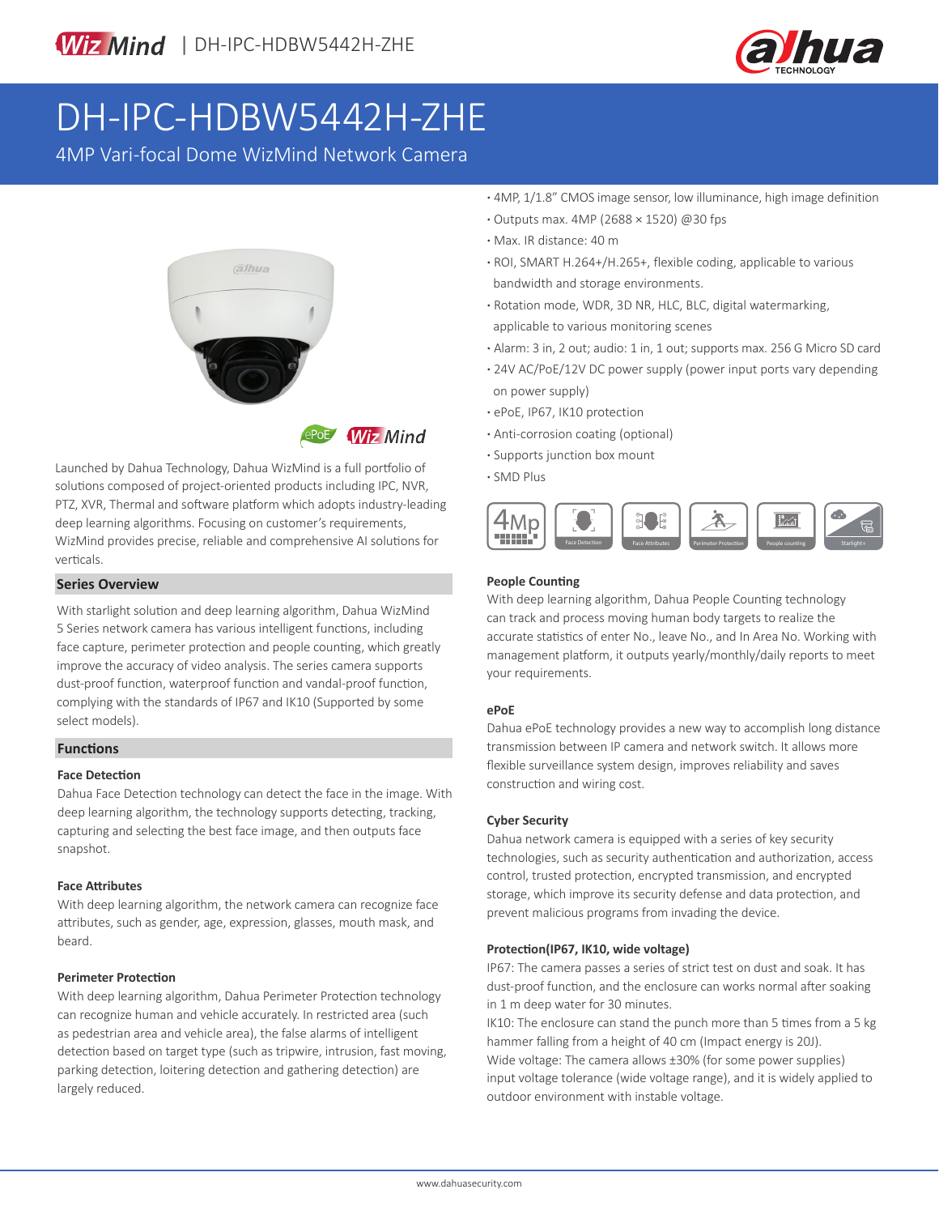# DH-IPC-HDBW5442H-ZHE

4MP Vari-focal Dome WizMind Network Camera

Launched by Dahua Technology, Dahua WizMind is a full portfolio of solutions composed of project-oriented products including IPC, NVR, PTZ, XVR, Thermal and software platform which adopts industry-leading deep learning algorithms. Focusing on customer's requirements, WizMind provides precise, reliable and comprehensive AI solutions for verticals.

## Series Overview

With starlight solution and deep learning algorithm, Dahua WizMind 5 Series network camera has various intelligent functions, including face capture, perimeter protection and people counting, which greatly improve the accuracy of video analysis. The series camera supports dust-proof function, waterproof function and vandal-proof function, complying with the standards of IP67 and IK10 (Supported by some select models).

## Functions

### Face Detection

Dahua Face Detection technology can detect the face in the image. With deep learning algorithm, the technology supports detecting, tracking, capturing and selecting the best face image, and then outputs face snapshot.

### Face Attributes

With deep learning algorithm, the network camera can recognize face attributes, such as gender, age, expression, glasses, mouth mask, and beard.

### Perimeter Protection

With deep learning algorithm, Dahua Perimeter Protection technology can recognize human and vehicle accurately. In restricted area (such as pedestrian area and vehicle area), the false alarms of intelligent detection based on target type (such as tripwire, intrusion, fast moving, parking detection, loitering detection and gathering detection) are largely reduced.

- 4MP, 1/1.8" CMOS image sensor, low illuminance, high image definition
- Outputs max. 4MP (2688 × 1520) @30 fps
- Max. IR distance: 40 m
- ROI, SMART H.264+/H.265+, flexible coding, applicable to various bandwidth and storage environments.
- Rotation mode, WDR, 3D NR, HLC, BLC, digital watermarking, applicable to various monitoring scenes
- Alarm: 3 in, 2 out; audio: 1 in, 1 out; supports max. 256 G Micro SD card
- 24V AC/PoE/12V DC power supply (power input ports vary depending on power supply)
- ePoE, IP67, IK10 protection
- Anti-corrosion coating (optional)
- Supports junction box mount
- SMD Plus

### People Counting

With deep learning algorithm, Dahua People Counting technology can track and process moving human body targets to realize the accurate statistics of enter No., leave No., and In Area No. Working with management platform, it outputs yearly/monthly/daily reports to meet your requirements.

### ePoE

Dahua ePoE technology provides a new way to accomplish long distance transmission between IP camera and network switch. It allows more flexible surveillance system design, improves reliability and saves construction and wiring cost.

### Cyber Security

Dahua network camera is equipped with a series of key security technologies, such as security authentication and authorization, access control, trusted protection, encrypted transmission, and encrypted storage, which improve its security defense and data protection, and prevent malicious programs from invading the device.

### Protection(IP67, IK10, wide voltage)

IP67: The camera passes a series of strict test on dust and soak. It has dust-proof function, and the enclosure can works normal after soaking in 1 m deep water for 30 minutes.

IK10: The enclosure can stand the punch more than 5 times from a 5 kg hammer falling from a height of 40 cm (Impact energy is 20J).

Wide voltage: The camera allows ±30% (for some power supplies) input voltage tolerance (wide voltage range), and it is widely applied to outdoor environment with instable voltage.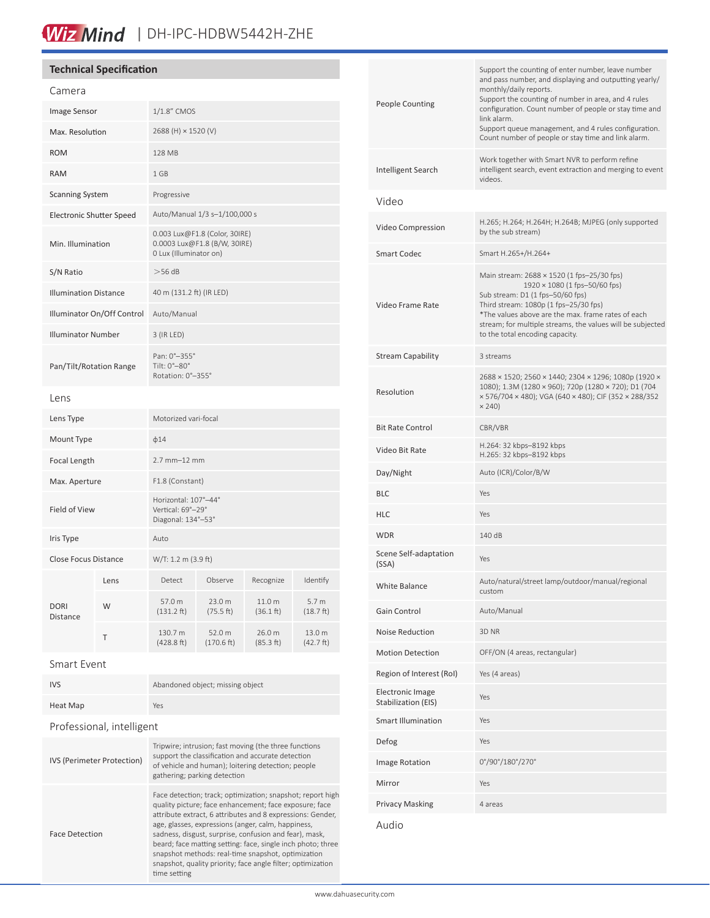## Technical Specification

### Camera

| | |
|---|---|
| Image Sensor | 1/1.8" CMOS |
| Max. Resolution | 2688 (H) × 1520 (V) |
| ROM | 128 MB |
| RAM | 1 GB |
| Scanning System | Progressive |
| Electronic Shutter Speed | Auto/Manual 1/3 s–1/100,000 s |
| Min. Illumination | 0.003 Lux@F1.8 (Color, 30IRE)<br>0.0003 Lux@F1.8 (B/W, 30IRE)<br>0 Lux (Illuminator on) |
| S/N Ratio | >56 dB |
| Illumination Distance | 40 m (131.2 ft) (IR LED) |
| Illuminator On/Off Control | Auto/Manual |
| Illuminator Number | 3 (IR LED) |
| Pan/Tilt/Rotation Range | Pan: 0°–355°<br>Tilt: 0°–80°<br>Rotation: 0°–355° |

### Lens

| | |
|---|---|
| Lens Type | Motorized vari-focal |
| Mount Type | ϕ14 |
| Focal Length | 2.7 mm–12 mm |
| Max. Aperture | F1.8 (Constant) |
| Field of View | Horizontal: 107°–44°<br>Vertical: 69°–29°<br>Diagonal: 134°–53° |
| Iris Type | Auto |
| Close Focus Distance | W/T: 1.2 m (3.9 ft) |

| | Lens | Detect | Observe | Recognize | Identify |
|---|---|---|---|---|---|
| DORI Distance | W | 57.0 m (131.2 ft) | 23.0 m (75.5 ft) | 11.0 m (36.1 ft) | 5.7 m (18.7 ft) |
| | T | 130.7 m (428.8 ft) | 52.0 m (170.6 ft) | 26.0 m (85.3 ft) | 13.0 m (42.7 ft) |

### Smart Event

| | |
|---|---|
| IVS | Abandoned object; missing object |
| Heat Map | Yes |

### Professional, intelligent

| | |
|---|---|
| IVS (Perimeter Protection) | Tripwire; intrusion; fast moving (the three functions support the classification and accurate detection of vehicle and human); loitering detection; people gathering; parking detection |
| Face Detection | Face detection; track; optimization; snapshot; report high quality picture; face enhancement; face exposure; face attribute extract, 6 attributes and 8 expressions: Gender, age, glasses, expressions (anger, calm, happiness, sadness, disgust, surprise, confusion and fear), mask, beard; face matting setting: face, single inch photo; three snapshot methods: real-time snapshot, optimization snapshot, quality priority; face angle filter; optimization time setting |
| People Counting | Support the counting of enter number, leave number and pass number, and displaying and outputting yearly/monthly/daily reports.<br>Support the counting of number in area, and 4 rules configuration. Count number of people or stay time and link alarm.<br>Support queue management, and 4 rules configuration. Count number of people or stay time and link alarm. |
| Intelligent Search | Work together with Smart NVR to perform refine intelligent search, event extraction and merging to event videos. |

### Video

| | |
|---|---|
| Video Compression | H.265; H.264; H.264H; H.264B; MJPEG (only supported by the sub stream) |
| Smart Codec | Smart H.265+/H.264+ |
| Video Frame Rate | Main stream: 2688 × 1520 (1 fps–25/30 fps)<br>1920 × 1080 (1 fps–50/60 fps)<br>Sub stream: D1 (1 fps–50/60 fps)<br>Third stream: 1080p (1 fps–25/30 fps)<br>*The values above are the max. frame rates of each stream; for multiple streams, the values will be subjected to the total encoding capacity. |
| Stream Capability | 3 streams |
| Resolution | 2688 × 1520; 2560 × 1440; 2304 × 1296; 1080p (1920 × 1080); 1.3M (1280 × 960); 720p (1280 × 720); D1 (704 × 576/704 × 480); VGA (640 × 480); CIF (352 × 288/352 × 240) |
| Bit Rate Control | CBR/VBR |
| Video Bit Rate | H.264: 32 kbps–8192 kbps<br>H.265: 32 kbps–8192 kbps |
| Day/Night | Auto (ICR)/Color/B/W |
| BLC | Yes |
| HLC | Yes |
| WDR | 140 dB |
| Scene Self-adaptation (SSA) | Yes |
| White Balance | Auto/natural/street lamp/outdoor/manual/regional custom |
| Gain Control | Auto/Manual |
| Noise Reduction | 3D NR |
| Motion Detection | OFF/ON (4 areas, rectangular) |
| Region of Interest (RoI) | Yes (4 areas) |
| Electronic Image Stabilization (EIS) | Yes |
| Smart Illumination | Yes |
| Defog | Yes |
| Image Rotation | 0°/90°/180°/270° |
| Mirror | Yes |
| Privacy Masking | 4 areas |

### Audio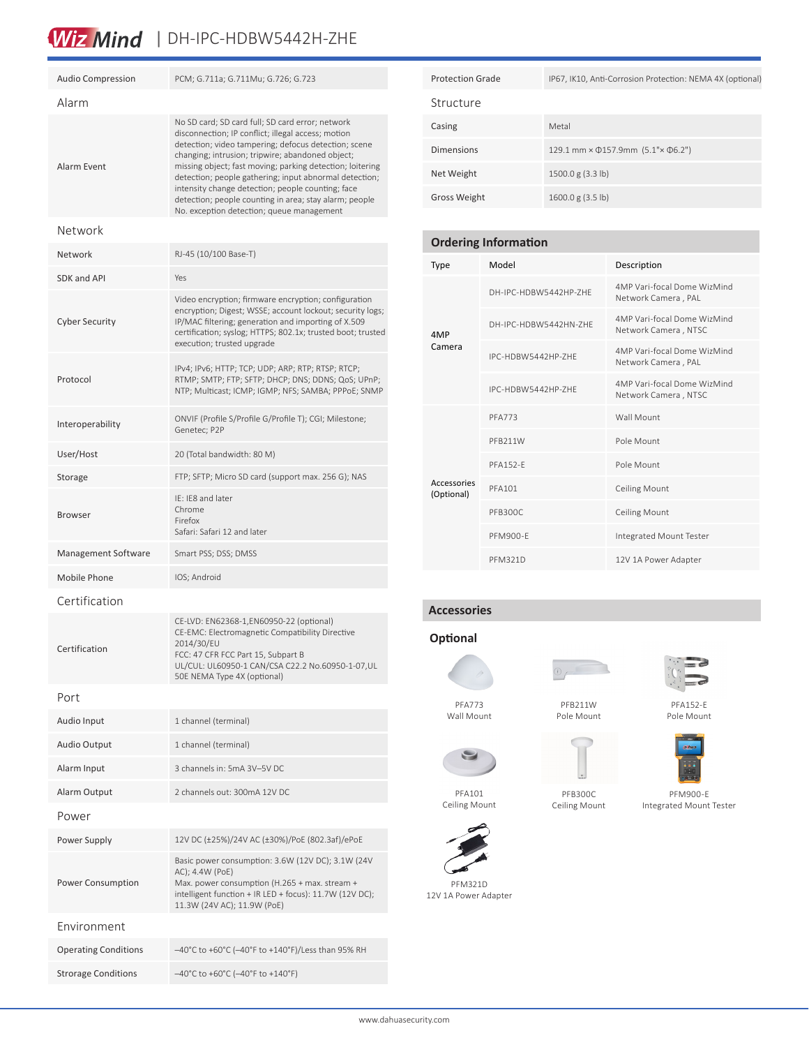| | |
|---|---|
| Audio Compression | PCM; G.711a; G.711Mu; G.726; G.723 |

## Alarm

| | |
|---|---|
| Alarm Event | No SD card; SD card full; SD card error; network disconnection; IP conflict; illegal access; motion detection; video tampering; defocus detection; scene changing; intrusion; tripwire; abandoned object; missing object; fast moving; parking detection; loitering detection; people gathering; input abnormal detection; intensity change detection; people counting; face detection; people counting in area; stay alarm; people No. exception detection; queue management |

## Network

| | |
|---|---|
| Network | RJ-45 (10/100 Base-T) |
| SDK and API | Yes |
| Cyber Security | Video encryption; firmware encryption; configuration encryption; Digest; WSSE; account lockout; security logs; IP/MAC filtering; generation and importing of X.509 certification; syslog; HTTPS; 802.1x; trusted boot; trusted execution; trusted upgrade |
| Protocol | IPv4; IPv6; HTTP; TCP; UDP; ARP; RTP; RTSP; RTCP; RTMP; SMTP; FTP; SFTP; DHCP; DNS; DDNS; QoS; UPnP; NTP; Multicast; ICMP; IGMP; NFS; SAMBA; PPPoE; SNMP |
| Interoperability | ONVIF (Profile S/Profile G/Profile T); CGI; Milestone; Genetec; P2P |
| User/Host | 20 (Total bandwidth: 80 M) |
| Storage | FTP; SFTP; Micro SD card (support max. 256 G); NAS |
| Browser | IE: IE8 and later<br>Chrome<br>Firefox<br>Safari: Safari 12 and later |
| Management Software | Smart PSS; DSS; DMSS |
| Mobile Phone | IOS; Android |

## Certification

| | |
|---|---|
| Certification | CE-LVD: EN62368-1,EN60950-22 (optional)<br>CE-EMC: Electromagnetic Compatibility Directive 2014/30/EU<br>FCC: 47 CFR FCC Part 15, Subpart B<br>UL/CUL: UL60950-1 CAN/CSA C22.2 No.60950-1-07,UL 50E NEMA Type 4X (optional) |

## Port

| | |
|---|---|
| Audio Input | 1 channel (terminal) |
| Audio Output | 1 channel (terminal) |
| Alarm Input | 3 channels in: 5mA 3V–5V DC |
| Alarm Output | 2 channels out: 300mA 12V DC |

## Power

| | |
|---|---|
| Power Supply | 12V DC (±25%)/24V AC (±30%)/PoE (802.3af)/ePoE |
| Power Consumption | Basic power consumption: 3.6W (12V DC); 3.1W (24V AC); 4.4W (PoE)<br>Max. power consumption (H.265 + max. stream + intelligent function + IR LED + focus): 11.7W (12V DC); 11.3W (24V AC); 11.9W (PoE) |

## Environment

| | |
|---|---|
| Operating Conditions | –40°C to +60°C (–40°F to +140°F)/Less than 95% RH |
| Strorage Conditions | –40°C to +60°C (–40°F to +140°F) |

| | |
|---|---|
| Protection Grade | IP67, IK10, Anti-Corrosion Protection: NEMA 4X (optional) |

## Structure

| | |
|---|---|
| Casing | Metal |
| Dimensions | 129.1 mm × Φ157.9mm (5.1"× Φ6.2") |
| Net Weight | 1500.0 g (3.3 lb) |
| Gross Weight | 1600.0 g (3.5 lb) |

## Ordering Information

| Type | Model | Description |
|---|---|---|
| 4MP Camera | DH-IPC-HDBW5442HP-ZHE | 4MP Vari-focal Dome WizMind Network Camera , PAL |
| | DH-IPC-HDBW5442HN-ZHE | 4MP Vari-focal Dome WizMind Network Camera , NTSC |
| | IPC-HDBW5442HP-ZHE | 4MP Vari-focal Dome WizMind Network Camera , PAL |
| | IPC-HDBW5442HP-ZHE | 4MP Vari-focal Dome WizMind Network Camera , NTSC |
| Accessories (Optional) | PFA773 | Wall Mount |
| | PFB211W | Pole Mount |
| | PFA152-E | Pole Mount |
| | PFA101 | Ceiling Mount |
| | PFB300C | Ceiling Mount |
| | PFM900-E | Integrated Mount Tester |
| | PFM321D | 12V 1A Power Adapter |

## Accessories

### Optional

PFA773
Wall Mount

PFB211W
Pole Mount

PFA152-E
Pole Mount

PFA101
Ceiling Mount

PFB300C
Ceiling Mount

PFM900-E
Integrated Mount Tester

PFM321D
12V 1A Power Adapter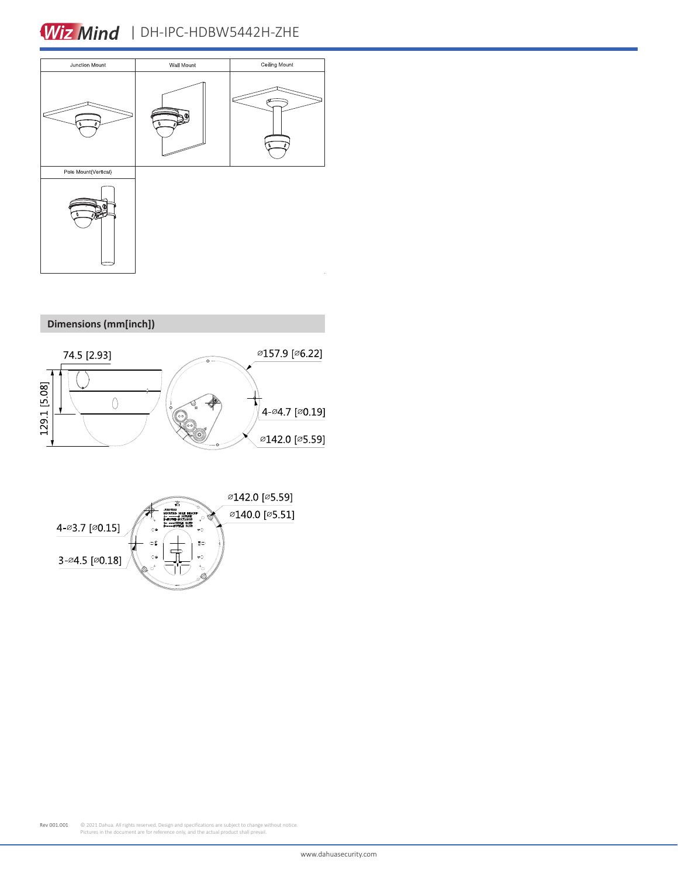| Junction Mount | Wall Mount | Ceiling Mount |
| --- | --- | --- |
| | | |
| Pole Mount(Vertical) | | |
| | | |

## Dimensions (mm[inch])

74.5 [2.93]

129.1 [5.08]

⌀157.9 [⌀6.22]

4-⌀4.7 [⌀0.19]

⌀142.0 [⌀5.59]

⌀142.0 [⌀5.59]

⌀140.0 [⌀5.51]

4-⌀3.7 [⌀0.15]

3-⌀4.5 [⌀0.18]

Rev 001.001 © 2021 Dahua. All rights reserved. Design and specifications are subject to change without notice. Pictures in the document are for reference only, and the actual product shall prevail.

www.dahuasecurity.com